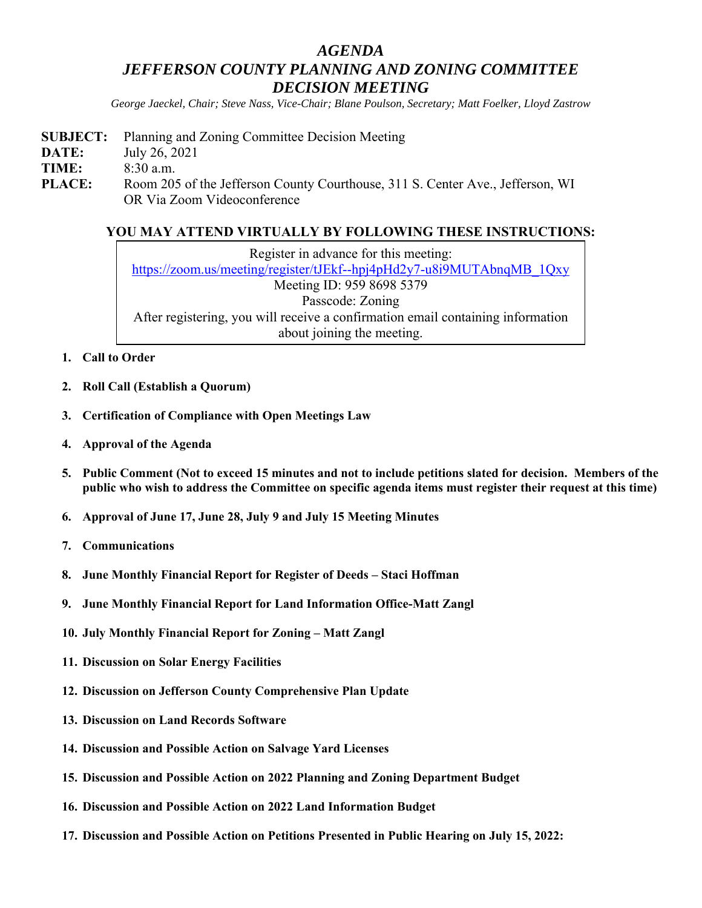# *AGENDA*
# *JEFFERSON COUNTY PLANNING AND ZONING COMMITTEE*
# *DECISION MEETING*

*George Jaeckel, Chair; Steve Nass, Vice-Chair; Blane Poulson, Secretary; Matt Foelker, Lloyd Zastrow*

**SUBJECT:** Planning and Zoning Committee Decision Meeting
**DATE:** July 26, 2021
**TIME:** 8:30 a.m.
**PLACE:** Room 205 of the Jefferson County Courthouse, 311 S. Center Ave., Jefferson, WI
OR Via Zoom Videoconference

**YOU MAY ATTEND VIRTUALLY BY FOLLOWING THESE INSTRUCTIONS:**

Register in advance for this meeting:
https://zoom.us/meeting/register/tJEkf--hpj4pHd2y7-u8i9MUTAbnqMB_1Qxy
Meeting ID: 959 8698 5379
Passcode: Zoning
After registering, you will receive a confirmation email containing information about joining the meeting.

1. **Call to Order**
2. **Roll Call (Establish a Quorum)**
3. **Certification of Compliance with Open Meetings Law**
4. **Approval of the Agenda**
5. **Public Comment (Not to exceed 15 minutes and not to include petitions slated for decision. Members of the public who wish to address the Committee on specific agenda items must register their request at this time)**
6. **Approval of June 17, June 28, July 9 and July 15 Meeting Minutes**
7. **Communications**
8. **June Monthly Financial Report for Register of Deeds – Staci Hoffman**
9. **June Monthly Financial Report for Land Information Office-Matt Zangl**
10. **July Monthly Financial Report for Zoning – Matt Zangl**
11. **Discussion on Solar Energy Facilities**
12. **Discussion on Jefferson County Comprehensive Plan Update**
13. **Discussion on Land Records Software**
14. **Discussion and Possible Action on Salvage Yard Licenses**
15. **Discussion and Possible Action on 2022 Planning and Zoning Department Budget**
16. **Discussion and Possible Action on 2022 Land Information Budget**
17. **Discussion and Possible Action on Petitions Presented in Public Hearing on July 15, 2022:**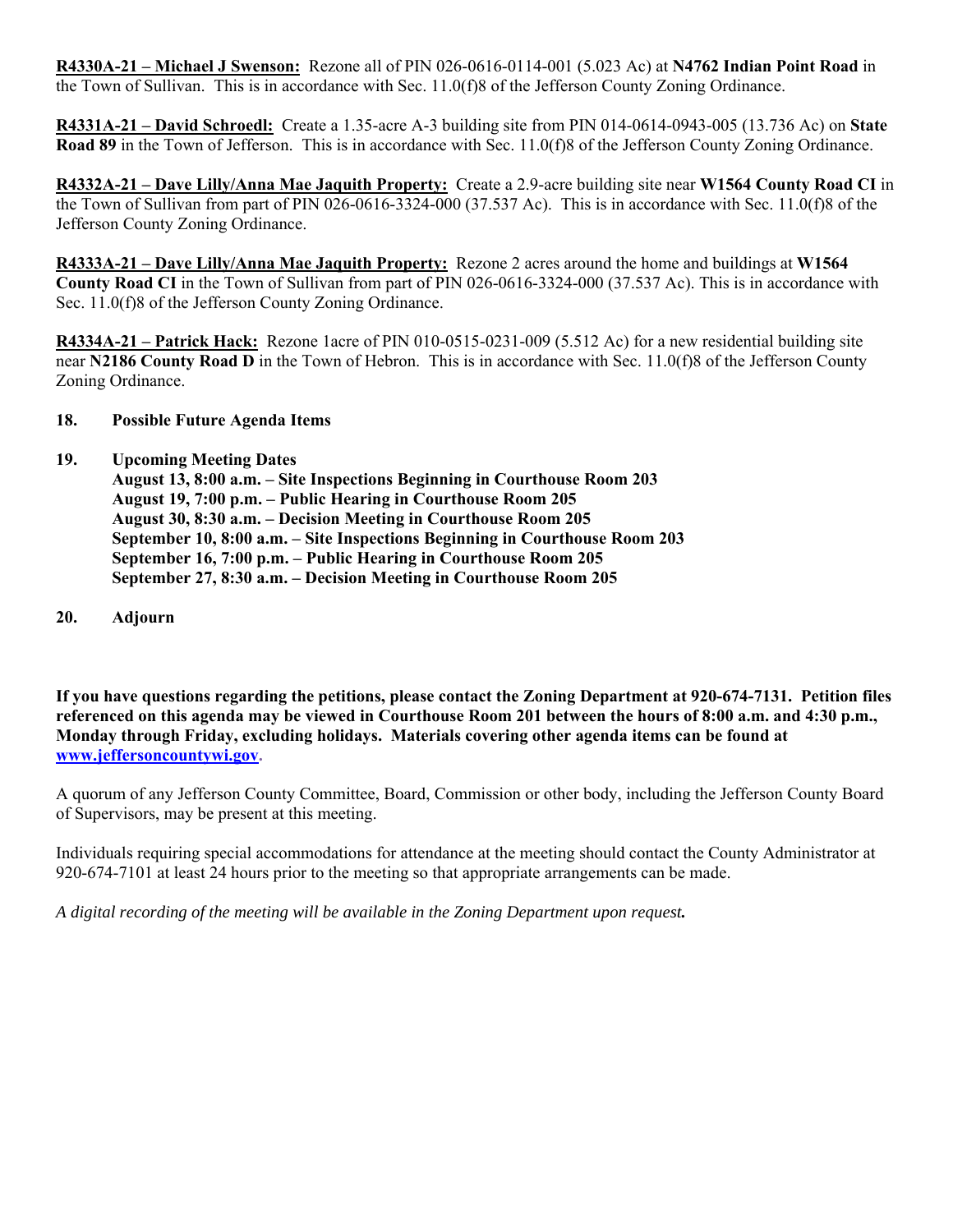**R4330A-21 – Michael J Swenson:** Rezone all of PIN 026-0616-0114-001 (5.023 Ac) at **N4762 Indian Point Road** in the Town of Sullivan. This is in accordance with Sec. 11.0(f)8 of the Jefferson County Zoning Ordinance.

**R4331A-21 – David Schroedl:** Create a 1.35-acre A-3 building site from PIN 014-0614-0943-005 (13.736 Ac) on **State Road 89** in the Town of Jefferson. This is in accordance with Sec. 11.0(f)8 of the Jefferson County Zoning Ordinance.

**R4332A-21 – Dave Lilly/Anna Mae Jaquith Property:** Create a 2.9-acre building site near **W1564 County Road CI** in the Town of Sullivan from part of PIN 026-0616-3324-000 (37.537 Ac). This is in accordance with Sec. 11.0(f)8 of the Jefferson County Zoning Ordinance.

**R4333A-21 – Dave Lilly/Anna Mae Jaquith Property:** Rezone 2 acres around the home and buildings at **W1564 County Road CI** in the Town of Sullivan from part of PIN 026-0616-3324-000 (37.537 Ac). This is in accordance with Sec. 11.0(f)8 of the Jefferson County Zoning Ordinance.

**R4334A-21 – Patrick Hack:** Rezone 1acre of PIN 010-0515-0231-009 (5.512 Ac) for a new residential building site near **N2186 County Road D** in the Town of Hebron. This is in accordance with Sec. 11.0(f)8 of the Jefferson County Zoning Ordinance.

**18. Possible Future Agenda Items**

**19. Upcoming Meeting Dates**
**August 13, 8:00 a.m. – Site Inspections Beginning in Courthouse Room 203**
**August 19, 7:00 p.m. – Public Hearing in Courthouse Room 205**
**August 30, 8:30 a.m. – Decision Meeting in Courthouse Room 205**
**September 10, 8:00 a.m. – Site Inspections Beginning in Courthouse Room 203**
**September 16, 7:00 p.m. – Public Hearing in Courthouse Room 205**
**September 27, 8:30 a.m. – Decision Meeting in Courthouse Room 205**

**20. Adjourn**

**If you have questions regarding the petitions, please contact the Zoning Department at 920-674-7131. Petition files referenced on this agenda may be viewed in Courthouse Room 201 between the hours of 8:00 a.m. and 4:30 p.m., Monday through Friday, excluding holidays. Materials covering other agenda items can be found at www.jeffersoncountywi.gov.**

A quorum of any Jefferson County Committee, Board, Commission or other body, including the Jefferson County Board of Supervisors, may be present at this meeting.

Individuals requiring special accommodations for attendance at the meeting should contact the County Administrator at 920-674-7101 at least 24 hours prior to the meeting so that appropriate arrangements can be made.

*A digital recording of the meeting will be available in the Zoning Department upon request.*